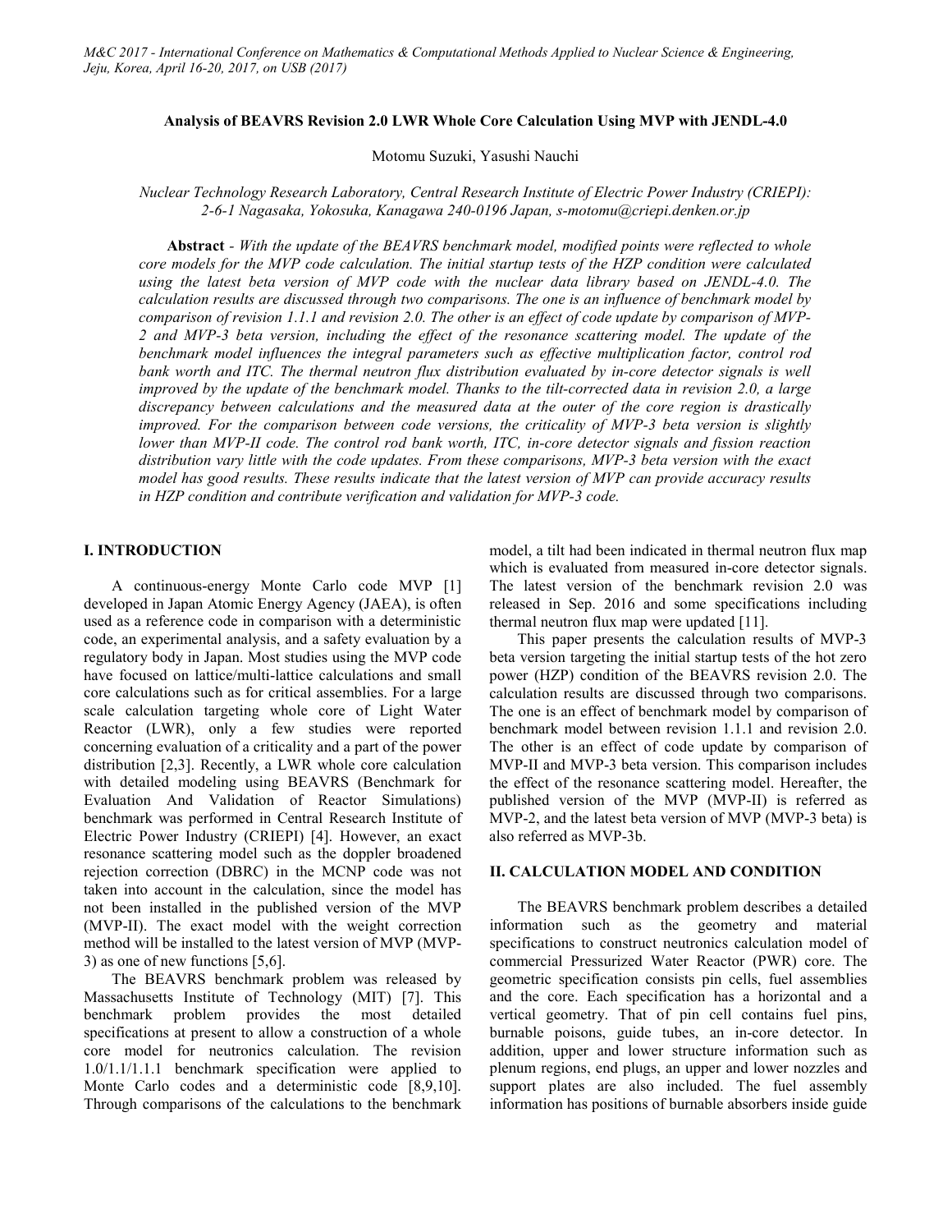**Analysis of BEAVRS Revision 2.0 LWR Whole Core Calculation Using MVP with JENDL-4.0**

Motomu Suzuki, Yasushi Nauchi

*Nuclear Technology Research Laboratory, Central Research Institute of Electric Power Industry (CRIEPI): 2-6-1 Nagasaka, Yokosuka, Kanagawa 240-0196 Japan, s-motomu@criepi.denken.or.jp*

**Abstract** - *With the update of the BEAVRS benchmark model, modified points were reflected to whole core models for the MVP code calculation. The initial startup tests of the HZP condition were calculated using the latest beta version of MVP code with the nuclear data library based on JENDL-4.0. The calculation results are discussed through two comparisons. The one is an influence of benchmark model by comparison of revision 1.1.1 and revision 2.0. The other is an effect of code update by comparison of MVP-2 and MVP-3 beta version, including the effect of the resonance scattering model. The update of the benchmark model influences the integral parameters such as effective multiplication factor, control rod bank worth and ITC. The thermal neutron flux distribution evaluated by in-core detector signals is well improved by the update of the benchmark model. Thanks to the tilt-corrected data in revision 2.0, a large discrepancy between calculations and the measured data at the outer of the core region is drastically improved. For the comparison between code versions, the criticality of MVP-3 beta version is slightly lower than MVP-II code. The control rod bank worth, ITC, in-core detector signals and fission reaction distribution vary little with the code updates. From these comparisons, MVP-3 beta version with the exact model has good results. These results indicate that the latest version of MVP can provide accuracy results in HZP condition and contribute verification and validation for MVP-3 code.*

## I. INTRODUCTION

A continuous-energy Monte Carlo code MVP [1] developed in Japan Atomic Energy Agency (JAEA), is often used as a reference code in comparison with a deterministic code, an experimental analysis, and a safety evaluation by a regulatory body in Japan. Most studies using the MVP code have focused on lattice/multi-lattice calculations and small core calculations such as for critical assemblies. For a large scale calculation targeting whole core of Light Water Reactor (LWR), only a few studies were reported concerning evaluation of a criticality and a part of the power distribution [2,3]. Recently, a LWR whole core calculation with detailed modeling using BEAVRS (Benchmark for Evaluation And Validation of Reactor Simulations) benchmark was performed in Central Research Institute of Electric Power Industry (CRIEPI) [4]. However, an exact resonance scattering model such as the doppler broadened rejection correction (DBRC) in the MCNP code was not taken into account in the calculation, since the model has not been installed in the published version of the MVP (MVP-II). The exact model with the weight correction method will be installed to the latest version of MVP (MVP-3) as one of new functions [5,6].

The BEAVRS benchmark problem was released by Massachusetts Institute of Technology (MIT) [7]. This benchmark problem provides the most detailed specifications at present to allow a construction of a whole core model for neutronics calculation. The revision 1.0/1.1/1.1.1 benchmark specification were applied to Monte Carlo codes and a deterministic code [8,9,10]. Through comparisons of the calculations to the benchmark model, a tilt had been indicated in thermal neutron flux map which is evaluated from measured in-core detector signals. The latest version of the benchmark revision 2.0 was released in Sep. 2016 and some specifications including thermal neutron flux map were updated [11].

This paper presents the calculation results of MVP-3 beta version targeting the initial startup tests of the hot zero power (HZP) condition of the BEAVRS revision 2.0. The calculation results are discussed through two comparisons. The one is an effect of benchmark model by comparison of benchmark model between revision 1.1.1 and revision 2.0. The other is an effect of code update by comparison of MVP-II and MVP-3 beta version. This comparison includes the effect of the resonance scattering model. Hereafter, the published version of the MVP (MVP-II) is referred as MVP-2, and the latest beta version of MVP (MVP-3 beta) is also referred as MVP-3b.

## II. CALCULATION MODEL AND CONDITION

The BEAVRS benchmark problem describes a detailed information such as the geometry and material specifications to construct neutronics calculation model of commercial Pressurized Water Reactor (PWR) core. The geometric specification consists pin cells, fuel assemblies and the core. Each specification has a horizontal and a vertical geometry. That of pin cell contains fuel pins, burnable poisons, guide tubes, an in-core detector. In addition, upper and lower structure information such as plenum regions, end plugs, an upper and lower nozzles and support plates are also included. The fuel assembly information has positions of burnable absorbers inside guide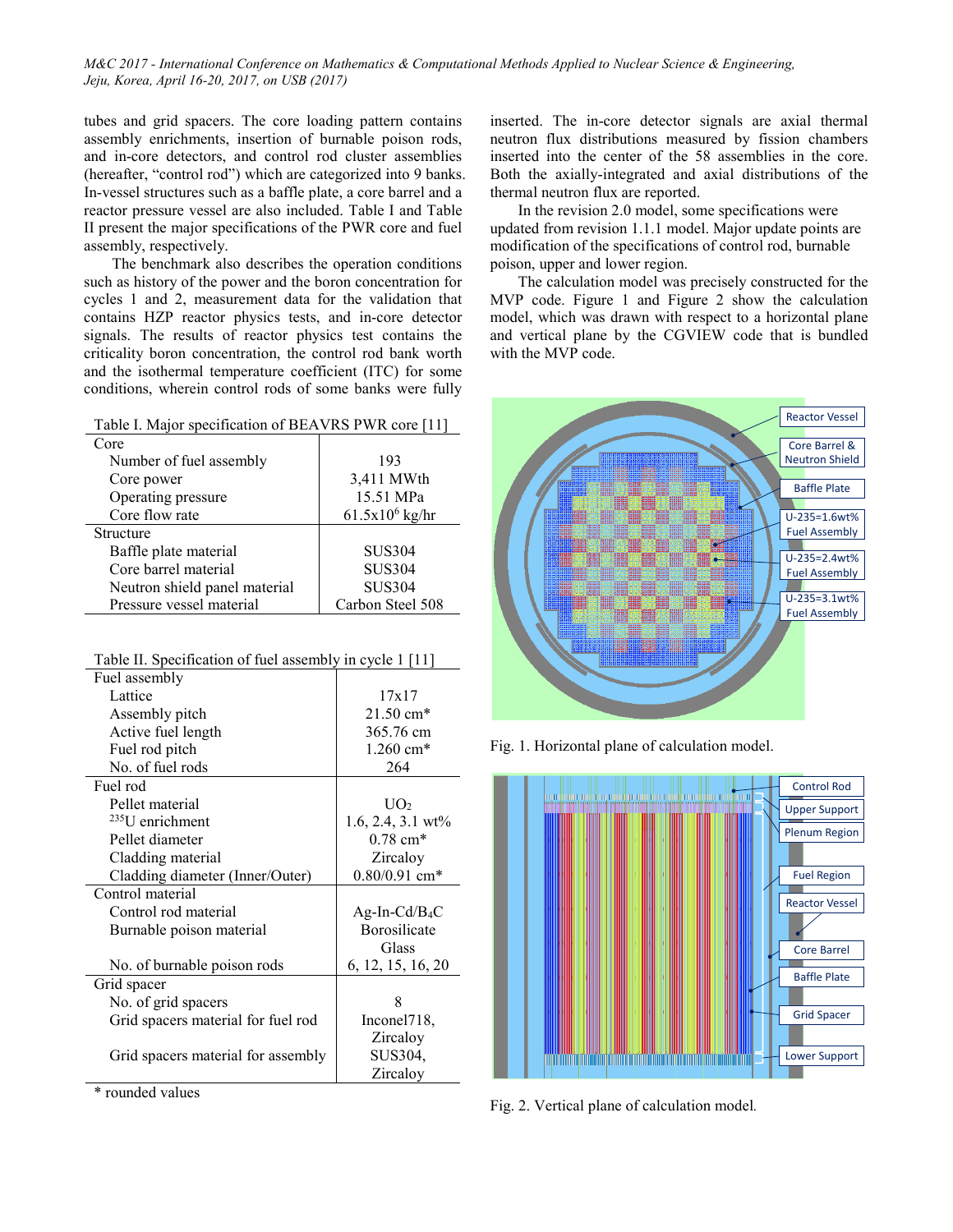tubes and grid spacers. The core loading pattern contains assembly enrichments, insertion of burnable poison rods, and in-core detectors, and control rod cluster assemblies (hereafter, "control rod") which are categorized into 9 banks. In-vessel structures such as a baffle plate, a core barrel and a reactor pressure vessel are also included. Table I and Table II present the major specifications of the PWR core and fuel assembly, respectively.

The benchmark also describes the operation conditions such as history of the power and the boron concentration for cycles 1 and 2, measurement data for the validation that contains HZP reactor physics tests, and in-core detector signals. The results of reactor physics test contains the criticality boron concentration, the control rod bank worth and the isothermal temperature coefficient (ITC) for some conditions, wherein control rods of some banks were fully

Table I. Major specification of BEAVRS PWR core [11]

| | |
|---|---|
| Core | |
| Number of fuel assembly | 193 |
| Core power | 3,411 MWth |
| Operating pressure | 15.51 MPa |
| Core flow rate | $61.5\times10^6$ kg/hr |
| Structure | |
| Baffle plate material | SUS304 |
| Core barrel material | SUS304 |
| Neutron shield panel material | SUS304 |
| Pressure vessel material | Carbon Steel 508 |

Table II. Specification of fuel assembly in cycle 1 [11]

| | |
|---|---|
| Fuel assembly | |
| Lattice | 17x17 |
| Assembly pitch | 21.50 cm* |
| Active fuel length | 365.76 cm |
| Fuel rod pitch | 1.260 cm* |
| No. of fuel rods | 264 |
| Fuel rod | |
| Pellet material | $UO_2$ |
| $^{235}$U enrichment | 1.6, 2.4, 3.1 wt% |
| Pellet diameter | 0.78 cm* |
| Cladding material | Zircaloy |
| Cladding diameter (Inner/Outer) | 0.80/0.91 cm* |
| Control material | |
| Control rod material | Ag-In-Cd/$B_4C$ |
| Burnable poison material | Borosilicate Glass |
| No. of burnable poison rods | 6, 12, 15, 16, 20 |
| Grid spacer | |
| No. of grid spacers | 8 |
| Grid spacers material for fuel rod | Inconel718, Zircaloy |
| Grid spacers material for assembly | SUS304, Zircaloy |

\* rounded values

inserted. The in-core detector signals are axial thermal neutron flux distributions measured by fission chambers inserted into the center of the 58 assemblies in the core. Both the axially-integrated and axial distributions of the thermal neutron flux are reported.

In the revision 2.0 model, some specifications were updated from revision 1.1.1 model. Major update points are modification of the specifications of control rod, burnable poison, upper and lower region.

The calculation model was precisely constructed for the MVP code. Figure 1 and Figure 2 show the calculation model, which was drawn with respect to a horizontal plane and vertical plane by the CGVIEW code that is bundled with the MVP code.

Fig. 1. Horizontal plane of calculation model.

Fig. 2. Vertical plane of calculation model.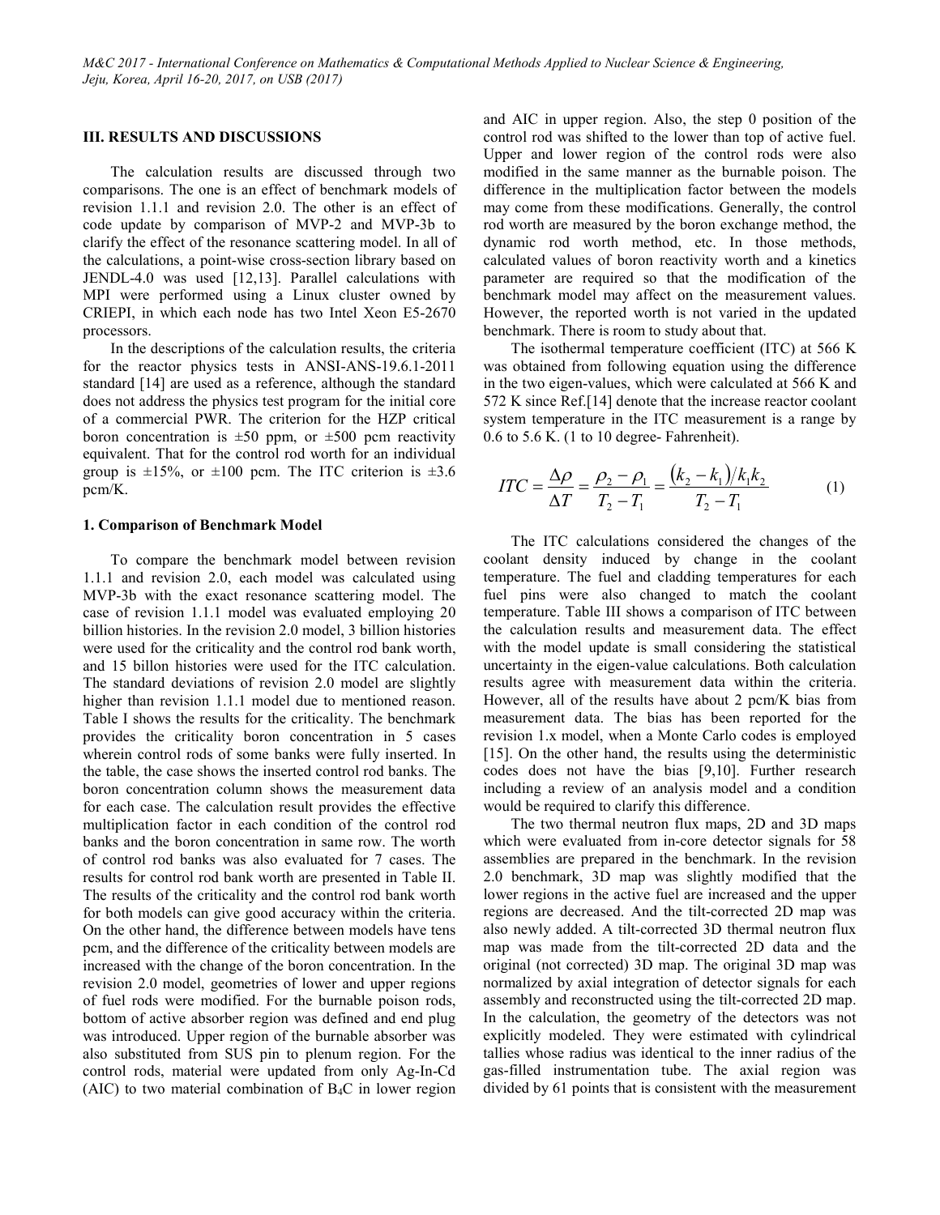## III. RESULTS AND DISCUSSIONS

The calculation results are discussed through two comparisons. The one is an effect of benchmark models of revision 1.1.1 and revision 2.0. The other is an effect of code update by comparison of MVP-2 and MVP-3b to clarify the effect of the resonance scattering model. In all of the calculations, a point-wise cross-section library based on JENDL-4.0 was used [12,13]. Parallel calculations with MPI were performed using a Linux cluster owned by CRIEPI, in which each node has two Intel Xeon E5-2670 processors.

In the descriptions of the calculation results, the criteria for the reactor physics tests in ANSI-ANS-19.6.1-2011 standard [14] are used as a reference, although the standard does not address the physics test program for the initial core of a commercial PWR. The criterion for the HZP critical boron concentration is ±50 ppm, or ±500 pcm reactivity equivalent. That for the control rod worth for an individual group is ±15%, or ±100 pcm. The ITC criterion is ±3.6 pcm/K.

### 1. Comparison of Benchmark Model

To compare the benchmark model between revision 1.1.1 and revision 2.0, each model was calculated using MVP-3b with the exact resonance scattering model. The case of revision 1.1.1 model was evaluated employing 20 billion histories. In the revision 2.0 model, 3 billion histories were used for the criticality and the control rod bank worth, and 15 billon histories were used for the ITC calculation. The standard deviations of revision 2.0 model are slightly higher than revision 1.1.1 model due to mentioned reason. Table I shows the results for the criticality. The benchmark provides the criticality boron concentration in 5 cases wherein control rods of some banks were fully inserted. In the table, the case shows the inserted control rod banks. The boron concentration column shows the measurement data for each case. The calculation result provides the effective multiplication factor in each condition of the control rod banks and the boron concentration in same row. The worth of control rod banks was also evaluated for 7 cases. The results for control rod bank worth are presented in Table II. The results of the criticality and the control rod bank worth for both models can give good accuracy within the criteria. On the other hand, the difference between models have tens pcm, and the difference of the criticality between models are increased with the change of the boron concentration. In the revision 2.0 model, geometries of lower and upper regions of fuel rods were modified. For the burnable poison rods, bottom of active absorber region was defined and end plug was introduced. Upper region of the burnable absorber was also substituted from SUS pin to plenum region. For the control rods, material were updated from only Ag-In-Cd (AIC) to two material combination of $B_4C$ in lower region and AIC in upper region. Also, the step 0 position of the control rod was shifted to the lower than top of active fuel. Upper and lower region of the control rods were also modified in the same manner as the burnable poison. The difference in the multiplication factor between the models may come from these modifications. Generally, the control rod worth are measured by the boron exchange method, the dynamic rod worth method, etc. In those methods, calculated values of boron reactivity worth and a kinetics parameter are required so that the modification of the benchmark model may affect on the measurement values. However, the reported worth is not varied in the updated benchmark. There is room to study about that.

The isothermal temperature coefficient (ITC) at 566 K was obtained from following equation using the difference in the two eigen-values, which were calculated at 566 K and 572 K since Ref.[14] denote that the increase reactor coolant system temperature in the ITC measurement is a range by 0.6 to 5.6 K. (1 to 10 degree- Fahrenheit).

$$ITC = \frac{\Delta\rho}{\Delta T} = \frac{\rho_2 - \rho_1}{T_2 - T_1} = \frac{(k_2 - k_1)/k_1 k_2}{T_2 - T_1} \tag{1}$$

The ITC calculations considered the changes of the coolant density induced by change in the coolant temperature. The fuel and cladding temperatures for each fuel pins were also changed to match the coolant temperature. Table III shows a comparison of ITC between the calculation results and measurement data. The effect with the model update is small considering the statistical uncertainty in the eigen-value calculations. Both calculation results agree with measurement data within the criteria. However, all of the results have about 2 pcm/K bias from measurement data. The bias has been reported for the revision 1.x model, when a Monte Carlo codes is employed [15]. On the other hand, the results using the deterministic codes does not have the bias [9,10]. Further research including a review of an analysis model and a condition would be required to clarify this difference.

The two thermal neutron flux maps, 2D and 3D maps which were evaluated from in-core detector signals for 58 assemblies are prepared in the benchmark. In the revision 2.0 benchmark, 3D map was slightly modified that the lower regions in the active fuel are increased and the upper regions are decreased. And the tilt-corrected 2D map was also newly added. A tilt-corrected 3D thermal neutron flux map was made from the tilt-corrected 2D data and the original (not corrected) 3D map. The original 3D map was normalized by axial integration of detector signals for each assembly and reconstructed using the tilt-corrected 2D map. In the calculation, the geometry of the detectors was not explicitly modeled. They were estimated with cylindrical tallies whose radius was identical to the inner radius of the gas-filled instrumentation tube. The axial region was divided by 61 points that is consistent with the measurement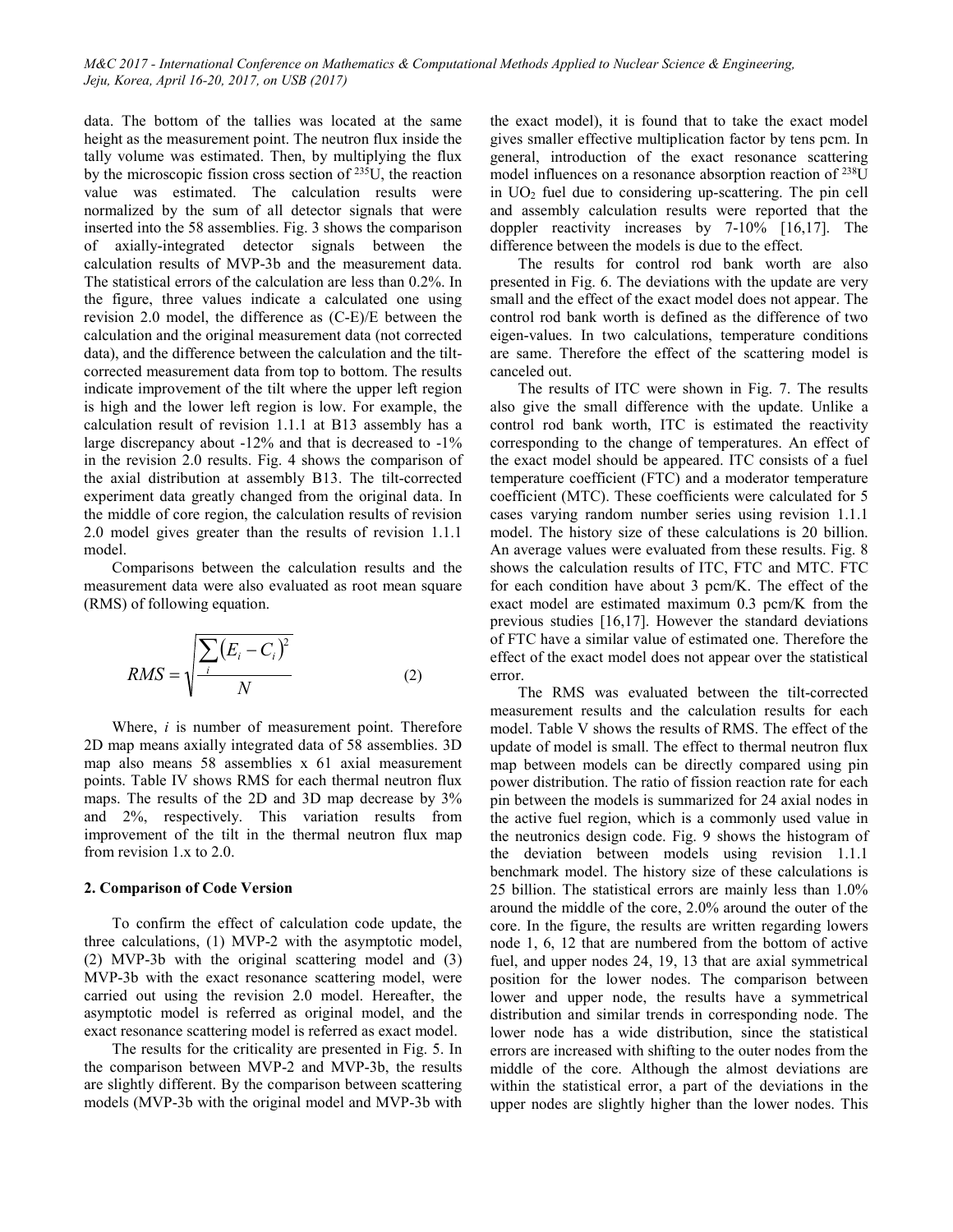data. The bottom of the tallies was located at the same height as the measurement point. The neutron flux inside the tally volume was estimated. Then, by multiplying the flux by the microscopic fission cross section of $^{235}U$, the reaction value was estimated. The calculation results were normalized by the sum of all detector signals that were inserted into the 58 assemblies. Fig. 3 shows the comparison of axially-integrated detector signals between the calculation results of MVP-3b and the measurement data. The statistical errors of the calculation are less than 0.2%. In the figure, three values indicate a calculated one using revision 2.0 model, the difference as (C-E)/E between the calculation and the original measurement data (not corrected data), and the difference between the calculation and the tilt-corrected measurement data from top to bottom. The results indicate improvement of the tilt where the upper left region is high and the lower left region is low. For example, the calculation result of revision 1.1.1 at B13 assembly has a large discrepancy about -12% and that is decreased to -1% in the revision 2.0 results. Fig. 4 shows the comparison of the axial distribution at assembly B13. The tilt-corrected experiment data greatly changed from the original data. In the middle of core region, the calculation results of revision 2.0 model gives greater than the results of revision 1.1.1 model.

Comparisons between the calculation results and the measurement data were also evaluated as root mean square (RMS) of following equation.

$$RMS = \sqrt{\frac{\sum_{i}\left(E_i - C_i\right)^2}{N}} \tag{2}$$

Where, $i$ is number of measurement point. Therefore 2D map means axially integrated data of 58 assemblies. 3D map also means 58 assemblies x 61 axial measurement points. Table IV shows RMS for each thermal neutron flux maps. The results of the 2D and 3D map decrease by 3% and 2%, respectively. This variation results from improvement of the tilt in the thermal neutron flux map from revision 1.x to 2.0.

### 2. Comparison of Code Version

To confirm the effect of calculation code update, the three calculations, (1) MVP-2 with the asymptotic model, (2) MVP-3b with the original scattering model and (3) MVP-3b with the exact resonance scattering model, were carried out using the revision 2.0 model. Hereafter, the asymptotic model is referred as original model, and the exact resonance scattering model is referred as exact model.

The results for the criticality are presented in Fig. 5. In the comparison between MVP-2 and MVP-3b, the results are slightly different. By the comparison between scattering models (MVP-3b with the original model and MVP-3b with the exact model), it is found that to take the exact model gives smaller effective multiplication factor by tens pcm. In general, introduction of the exact resonance scattering model influences on a resonance absorption reaction of $^{238}U$ in $UO_2$ fuel due to considering up-scattering. The pin cell and assembly calculation results were reported that the doppler reactivity increases by 7-10% [16,17]. The difference between the models is due to the effect.

The results for control rod bank worth are also presented in Fig. 6. The deviations with the update are very small and the effect of the exact model does not appear. The control rod bank worth is defined as the difference of two eigen-values. In two calculations, temperature conditions are same. Therefore the effect of the scattering model is canceled out.

The results of ITC were shown in Fig. 7. The results also give the small difference with the update. Unlike a control rod bank worth, ITC is estimated the reactivity corresponding to the change of temperatures. An effect of the exact model should be appeared. ITC consists of a fuel temperature coefficient (FTC) and a moderator temperature coefficient (MTC). These coefficients were calculated for 5 cases varying random number series using revision 1.1.1 model. The history size of these calculations is 20 billion. An average values were evaluated from these results. Fig. 8 shows the calculation results of ITC, FTC and MTC. FTC for each condition have about 3 pcm/K. The effect of the exact model are estimated maximum 0.3 pcm/K from the previous studies [16,17]. However the standard deviations of FTC have a similar value of estimated one. Therefore the effect of the exact model does not appear over the statistical error.

The RMS was evaluated between the tilt-corrected measurement results and the calculation results for each model. Table V shows the results of RMS. The effect of the update of model is small. The effect to thermal neutron flux map between models can be directly compared using pin power distribution. The ratio of fission reaction rate for each pin between the models is summarized for 24 axial nodes in the active fuel region, which is a commonly used value in the neutronics design code. Fig. 9 shows the histogram of the deviation between models using revision 1.1.1 benchmark model. The history size of these calculations is 25 billion. The statistical errors are mainly less than 1.0% around the middle of the core, 2.0% around the outer of the core. In the figure, the results are written regarding lowers node 1, 6, 12 that are numbered from the bottom of active fuel, and upper nodes 24, 19, 13 that are axial symmetrical position for the lower nodes. The comparison between lower and upper node, the results have a symmetrical distribution and similar trends in corresponding node. The lower node has a wide distribution, since the statistical errors are increased with shifting to the outer nodes from the middle of the core. Although the almost deviations are within the statistical error, a part of the deviations in the upper nodes are slightly higher than the lower nodes. This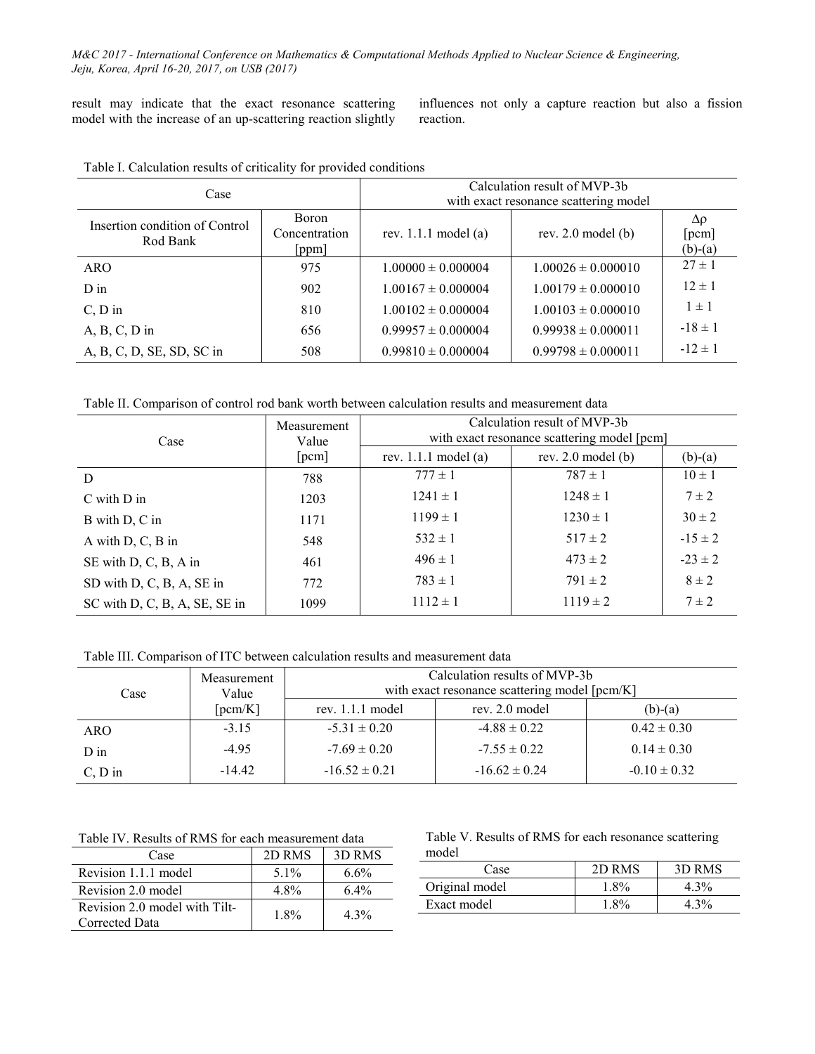result may indicate that the exact resonance scattering model with the increase of an up-scattering reaction slightly influences not only a capture reaction but also a fission reaction.

Table I. Calculation results of criticality for provided conditions

| Case | | Calculation result of MVP-3b with exact resonance scattering model | | |
|---|---|---|---|---|
| Insertion condition of Control Rod Bank | Boron Concentration [ppm] | rev. 1.1.1 model (a) | rev. 2.0 model (b) | $\Delta\rho$ [pcm] (b)-(a) |
| ARO | 975 | $1.00000 \pm 0.000004$ | $1.00026 \pm 0.000010$ | $27 \pm 1$ |
| D in | 902 | $1.00167 \pm 0.000004$ | $1.00179 \pm 0.000010$ | $12 \pm 1$ |
| C, D in | 810 | $1.00102 \pm 0.000004$ | $1.00103 \pm 0.000010$ | $1 \pm 1$ |
| A, B, C, D in | 656 | $0.99957 \pm 0.000004$ | $0.99938 \pm 0.000011$ | $-18 \pm 1$ |
| A, B, C, D, SE, SD, SC in | 508 | $0.99810 \pm 0.000004$ | $0.99798 \pm 0.000011$ | $-12 \pm 1$ |

Table II. Comparison of control rod bank worth between calculation results and measurement data

| Case | Measurement Value [pcm] | Calculation result of MVP-3b with exact resonance scattering model [pcm] | | |
|---|---|---|---|---|
| | | rev. 1.1.1 model (a) | rev. 2.0 model (b) | (b)-(a) |
| D | 788 | $777 \pm 1$ | $787 \pm 1$ | $10 \pm 1$ |
| C with D in | 1203 | $1241 \pm 1$ | $1248 \pm 1$ | $7 \pm 2$ |
| B with D, C in | 1171 | $1199 \pm 1$ | $1230 \pm 1$ | $30 \pm 2$ |
| A with D, C, B in | 548 | $532 \pm 1$ | $517 \pm 2$ | $-15 \pm 2$ |
| SE with D, C, B, A in | 461 | $496 \pm 1$ | $473 \pm 2$ | $-23 \pm 2$ |
| SD with D, C, B, A, SE in | 772 | $783 \pm 1$ | $791 \pm 2$ | $8 \pm 2$ |
| SC with D, C, B, A, SE, SE in | 1099 | $1112 \pm 1$ | $1119 \pm 2$ | $7 \pm 2$ |

Table III. Comparison of ITC between calculation results and measurement data

| Case | Measurement Value [pcm/K] | Calculation results of MVP-3b with exact resonance scattering model [pcm/K] | | |
|---|---|---|---|---|
| | | rev. 1.1.1 model | rev. 2.0 model | (b)-(a) |
| ARO | -3.15 | $-5.31 \pm 0.20$ | $-4.88 \pm 0.22$ | $0.42 \pm 0.30$ |
| D in | -4.95 | $-7.69 \pm 0.20$ | $-7.55 \pm 0.22$ | $0.14 \pm 0.30$ |
| C, D in | -14.42 | $-16.52 \pm 0.21$ | $-16.62 \pm 0.24$ | $-0.10 \pm 0.32$ |

Table IV. Results of RMS for each measurement data

| Case | 2D RMS | 3D RMS |
|---|---|---|
| Revision 1.1.1 model | 5.1% | 6.6% |
| Revision 2.0 model | 4.8% | 6.4% |
| Revision 2.0 model with Tilt-Corrected Data | 1.8% | 4.3% |

Table V. Results of RMS for each resonance scattering model

| Case | 2D RMS | 3D RMS |
|---|---|---|
| Original model | 1.8% | 4.3% |
| Exact model | 1.8% | 4.3% |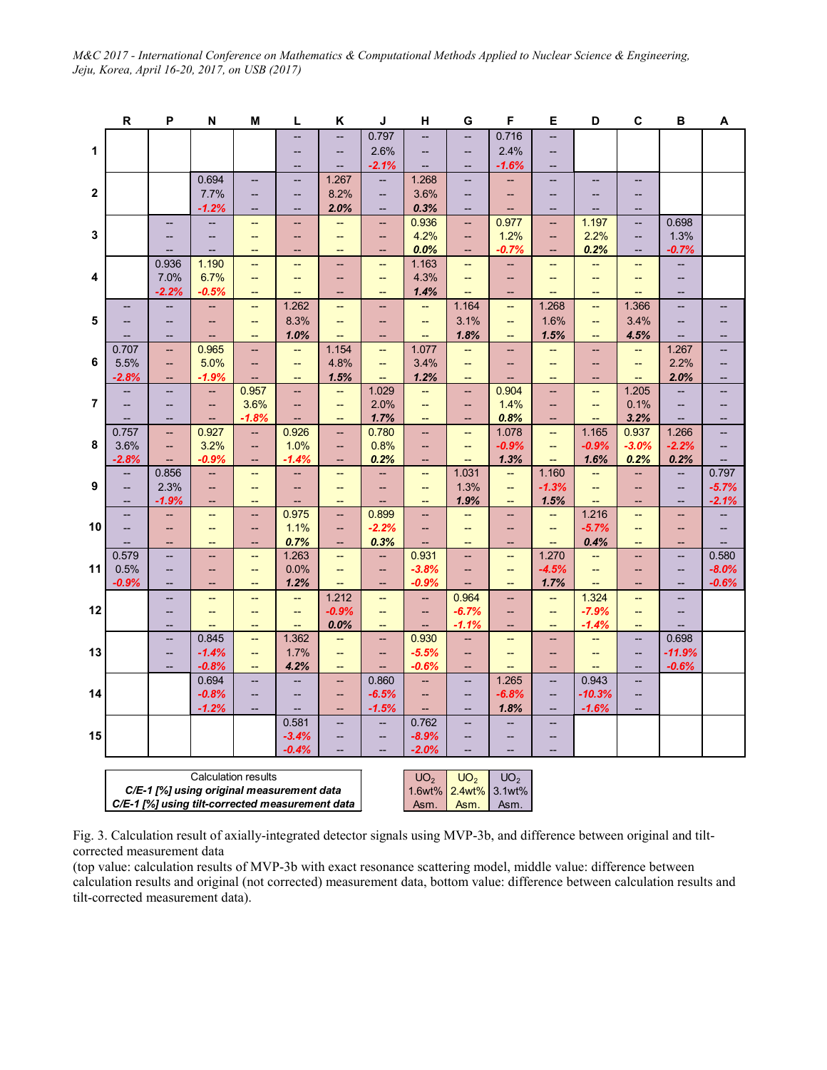|  | R | P | N | M | L | K | J | H | G | F | E | D | C | B | A |
|---|---|---|---|---|---|---|---|---|---|---|---|---|---|---|---|
| **1** |  |  |  |  | --<br>--<br>-- | --<br>--<br>-- | 0.797<br>2.6%<br>*-2.1%* | --<br>--<br>-- | --<br>--<br>-- | 0.716<br>2.4%<br>*-1.6%* | --<br>--<br>-- |  |  |  |  |
| **2** |  |  | 0.694<br>7.7%<br>*-1.2%* | --<br>--<br>-- | --<br>--<br>-- | 1.267<br>8.2%<br>*2.0%* | --<br>--<br>-- | 1.268<br>3.6%<br>*0.3%* | --<br>--<br>-- | --<br>--<br>-- | --<br>--<br>-- | --<br>--<br>-- | --<br>--<br>-- |  |  |
| **3** |  | --<br>--<br>-- | --<br>--<br>-- | --<br>--<br>-- | --<br>--<br>-- | --<br>--<br>-- | --<br>--<br>-- | 0.936<br>4.2%<br>*0.0%* | --<br>--<br>-- | 0.977<br>1.2%<br>*-0.7%* | --<br>--<br>-- | 1.197<br>2.2%<br>*0.2%* | --<br>--<br>-- | 0.698<br>1.3%<br>*-0.7%* |  |
| **4** |  | 0.936<br>7.0%<br>*-2.2%* | 1.190<br>6.7%<br>*-0.5%* | --<br>--<br>-- | --<br>--<br>-- | --<br>--<br>-- | --<br>--<br>-- | 1.163<br>4.3%<br>*1.4%* | --<br>--<br>-- | --<br>--<br>-- | --<br>--<br>-- | --<br>--<br>-- | --<br>--<br>-- | --<br>--<br>-- |  |
| **5** | --<br>--<br>-- | --<br>--<br>-- | --<br>--<br>-- | --<br>--<br>-- | 1.262<br>8.3%<br>*1.0%* | --<br>--<br>-- | --<br>--<br>-- | --<br>--<br>-- | 1.164<br>3.1%<br>*1.8%* | --<br>--<br>-- | 1.268<br>1.6%<br>*1.5%* | --<br>--<br>-- | 1.366<br>3.4%<br>*4.5%* | --<br>--<br>-- | --<br>--<br>-- |
| **6** | 0.707<br>5.5%<br>*-2.8%* | --<br>--<br>-- | 0.965<br>5.0%<br>*-1.9%* | --<br>--<br>-- | --<br>--<br>-- | 1.154<br>4.8%<br>*1.5%* | --<br>--<br>-- | 1.077<br>3.4%<br>*1.2%* | --<br>--<br>-- | --<br>--<br>-- | --<br>--<br>-- | --<br>--<br>-- | --<br>--<br>-- | 1.267<br>2.2%<br>*2.0%* | --<br>--<br>-- |
| **7** | --<br>--<br>-- | --<br>--<br>-- | --<br>--<br>-- | 0.957<br>3.6%<br>*-1.8%* | --<br>--<br>-- | --<br>--<br>-- | 1.029<br>2.0%<br>*1.7%* | --<br>--<br>-- | --<br>--<br>-- | 0.904<br>1.4%<br>*0.8%* | --<br>--<br>-- | --<br>--<br>-- | 1.205<br>0.1%<br>*3.2%* | --<br>--<br>-- | --<br>--<br>-- |
| **8** | 0.757<br>3.6%<br>*-2.8%* | --<br>--<br>-- | 0.927<br>3.2%<br>*-0.9%* | --<br>--<br>-- | 0.926<br>1.0%<br>*-1.4%* | --<br>--<br>-- | 0.780<br>0.8%<br>*0.2%* | --<br>--<br>-- | --<br>--<br>-- | 1.078<br>-0.9%<br>*1.3%* | --<br>--<br>-- | 1.165<br>-0.9%<br>*1.6%* | 0.937<br>-3.0%<br>*0.2%* | 1.266<br>-2.2%<br>*0.2%* | --<br>--<br>-- |
| **9** | --<br>--<br>-- | 0.856<br>2.3%<br>*-1.9%* | --<br>--<br>-- | --<br>--<br>-- | --<br>--<br>-- | --<br>--<br>-- | --<br>--<br>-- | --<br>--<br>-- | 1.031<br>1.3%<br>*1.9%* | --<br>--<br>-- | 1.160<br>-1.3%<br>*1.5%* | --<br>--<br>-- | --<br>--<br>-- | --<br>--<br>-- | 0.797<br>-5.7%<br>*-2.1%* |
| **10** | --<br>--<br>-- | --<br>--<br>-- | --<br>--<br>-- | --<br>--<br>-- | 0.975<br>1.1%<br>*0.7%* | --<br>--<br>-- | 0.899<br>-2.2%<br>*0.3%* | --<br>--<br>-- | --<br>--<br>-- | --<br>--<br>-- | --<br>--<br>-- | 1.216<br>-5.7%<br>*0.4%* | --<br>--<br>-- | --<br>--<br>-- | --<br>--<br>-- |
| **11** | 0.579<br>0.5%<br>*-0.9%* | --<br>--<br>-- | --<br>--<br>-- | --<br>--<br>-- | 1.263<br>0.0%<br>*1.2%* | --<br>--<br>-- | --<br>--<br>-- | 0.931<br>-3.8%<br>*-0.9%* | --<br>--<br>-- | --<br>--<br>-- | 1.270<br>-4.5%<br>*1.7%* | --<br>--<br>-- | --<br>--<br>-- | --<br>--<br>-- | 0.580<br>-8.0%<br>*-0.6%* |
| **12** |  | --<br>--<br>-- | --<br>--<br>-- | --<br>--<br>-- | --<br>--<br>-- | 1.212<br>-0.9%<br>*0.0%* | --<br>--<br>-- | --<br>--<br>-- | 0.964<br>-6.7%<br>*-1.1%* | --<br>--<br>-- | --<br>--<br>-- | 1.324<br>-7.9%<br>*-1.4%* | --<br>--<br>-- | --<br>--<br>-- |  |
| **13** |  | --<br>--<br>-- | 0.845<br>-1.4%<br>*-0.8%* | --<br>--<br>-- | 1.362<br>1.7%<br>*4.2%* | --<br>--<br>-- | --<br>--<br>-- | 0.930<br>-5.5%<br>*-0.6%* | --<br>--<br>-- | --<br>--<br>-- | --<br>--<br>-- | --<br>--<br>-- | --<br>--<br>-- | 0.698<br>-11.9%<br>*-0.6%* |  |
| **14** |  |  | 0.694<br>-0.8%<br>*-1.2%* | --<br>--<br>-- | --<br>--<br>-- | --<br>--<br>-- | 0.860<br>-6.5%<br>*-1.5%* | --<br>--<br>-- | --<br>--<br>-- | 1.265<br>-6.8%<br>*1.8%* | --<br>--<br>-- | 0.943<br>-10.3%<br>*-1.6%* | --<br>--<br>-- |  |  |
| **15** |  |  |  |  | 0.581<br>-3.4%<br>*-0.4%* | --<br>--<br>-- | --<br>--<br>-- | 0.762<br>-8.9%<br>*-2.0%* | --<br>--<br>-- | --<br>--<br>-- | --<br>--<br>-- |  |  |  |  |

| Legend |
|---|
| Calculation results |
| ***C/E-1 [%] using original measurement data*** |
| ***C/E-1 [%] using tilt-corrected measurement data*** |

| $UO_2$ 1.6wt% Asm. | $UO_2$ 2.4wt% Asm. | $UO_2$ 3.1wt% Asm. |
|---|---|---|

Fig. 3. Calculation result of axially-integrated detector signals using MVP-3b, and difference between original and tilt-corrected measurement data

(top value: calculation results of MVP-3b with exact resonance scattering model, middle value: difference between calculation results and original (not corrected) measurement data, bottom value: difference between calculation results and tilt-corrected measurement data).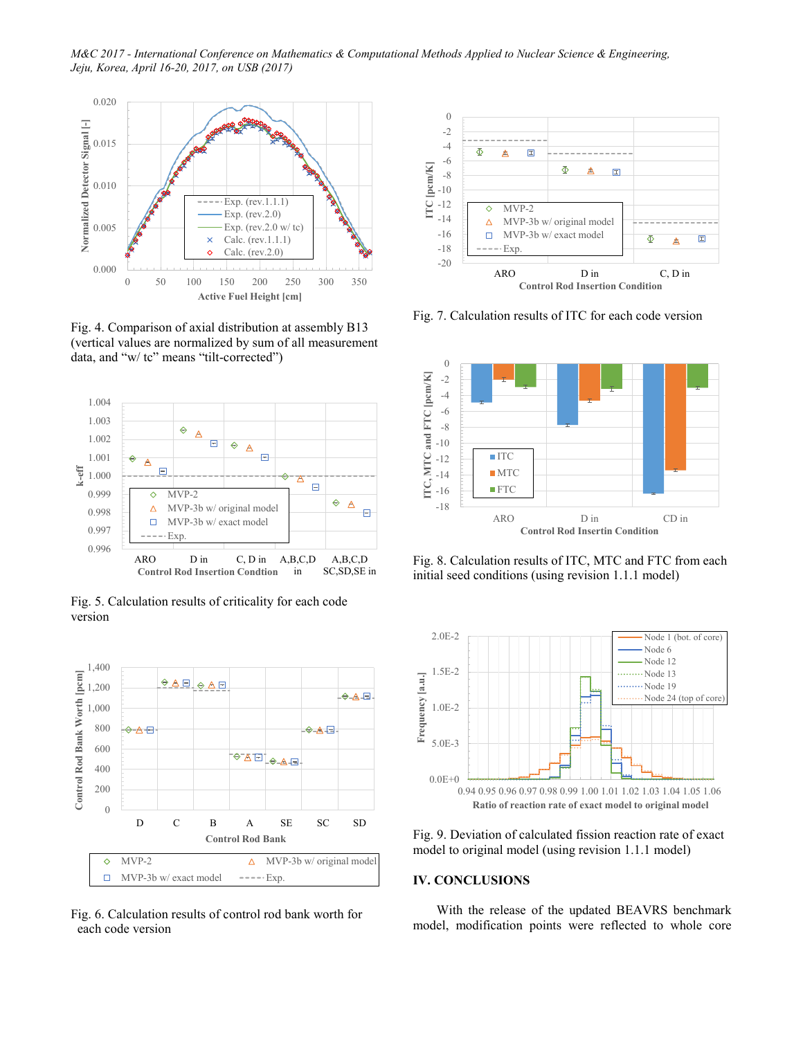Fig. 4. Comparison of axial distribution at assembly B13 (vertical values are normalized by sum of all measurement data, and "w/ tc" means "tilt-corrected")

Fig. 5. Calculation results of criticality for each code version

Fig. 6. Calculation results of control rod bank worth for each code version

Fig. 7. Calculation results of ITC for each code version

Fig. 8. Calculation results of ITC, MTC and FTC from each initial seed conditions (using revision 1.1.1 model)

Fig. 9. Deviation of calculated fission reaction rate of exact model to original model (using revision 1.1.1 model)

## IV. CONCLUSIONS

With the release of the updated BEAVRS benchmark model, modification points were reflected to whole core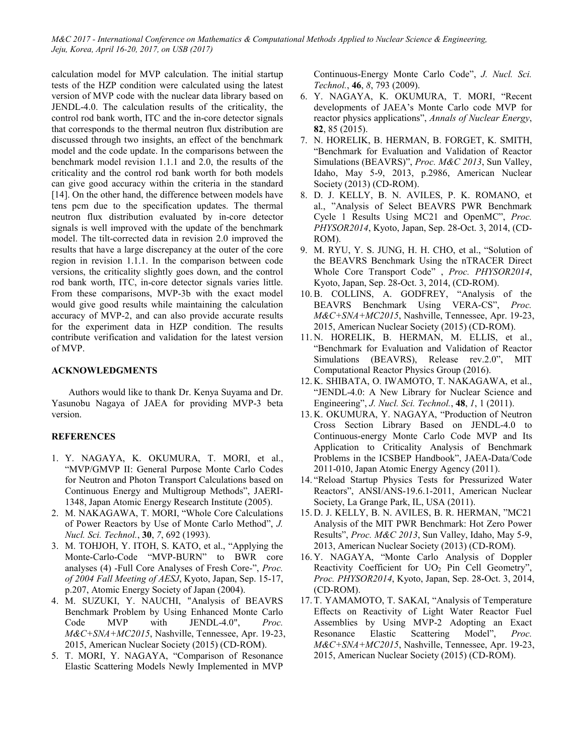calculation model for MVP calculation. The initial startup tests of the HZP condition were calculated using the latest version of MVP code with the nuclear data library based on JENDL-4.0. The calculation results of the criticality, the control rod bank worth, ITC and the in-core detector signals that corresponds to the thermal neutron flux distribution are discussed through two insights, an effect of the benchmark model and the code update. In the comparisons between the benchmark model revision 1.1.1 and 2.0, the results of the criticality and the control rod bank worth for both models can give good accuracy within the criteria in the standard [14]. On the other hand, the difference between models have tens pcm due to the specification updates. The thermal neutron flux distribution evaluated by in-core detector signals is well improved with the update of the benchmark model. The tilt-corrected data in revision 2.0 improved the results that have a large discrepancy at the outer of the core region in revision 1.1.1. In the comparison between code versions, the criticality slightly goes down, and the control rod bank worth, ITC, in-core detector signals varies little. From these comparisons, MVP-3b with the exact model would give good results while maintaining the calculation accuracy of MVP-2, and can also provide accurate results for the experiment data in HZP condition. The results contribute verification and validation for the latest version of MVP.

## ACKNOWLEDGMENTS

Authors would like to thank Dr. Kenya Suyama and Dr. Yasunobu Nagaya of JAEA for providing MVP-3 beta version.

## REFERENCES

1. Y. NAGAYA, K. OKUMURA, T. MORI, et al., "MVP/GMVP II: General Purpose Monte Carlo Codes for Neutron and Photon Transport Calculations based on Continuous Energy and Multigroup Methods", JAERI-1348, Japan Atomic Energy Research Institute (2005).
2. M. NAKAGAWA, T. MORI, "Whole Core Calculations of Power Reactors by Use of Monte Carlo Method", *J. Nucl. Sci. Technol.*, **30**, *7*, 692 (1993).
3. M. TOHJOH, Y. ITOH, S. KATO, et al., "Applying the Monte-Carlo-Code "MVP-BURN" to BWR core analyses (4) -Full Core Analyses of Fresh Core-", *Proc. of 2004 Fall Meeting of AESJ*, Kyoto, Japan, Sep. 15-17, p.207, Atomic Energy Society of Japan (2004).
4. M. SUZUKI, Y. NAUCHI, "Analysis of BEAVRS Benchmark Problem by Using Enhanced Monte Carlo Code MVP with JENDL-4.0", *Proc. M&C+SNA+MC2015*, Nashville, Tennessee, Apr. 19-23, 2015, American Nuclear Society (2015) (CD-ROM).
5. T. MORI, Y. NAGAYA, "Comparison of Resonance Elastic Scattering Models Newly Implemented in MVP Continuous-Energy Monte Carlo Code", *J. Nucl. Sci. Technol.*, **46**, *8*, 793 (2009).
6. Y. NAGAYA, K. OKUMURA, T. MORI, "Recent developments of JAEA's Monte Carlo code MVP for reactor physics applications", *Annals of Nuclear Energy*, **82**, 85 (2015).
7. N. HORELIK, B. HERMAN, B. FORGET, K. SMITH, "Benchmark for Evaluation and Validation of Reactor Simulations (BEAVRS)", *Proc. M&C 2013*, Sun Valley, Idaho, May 5-9, 2013, p.2986, American Nuclear Society (2013) (CD-ROM).
8. D. J. KELLY, B. N. AVILES, P. K. ROMANO, et al., "Analysis of Select BEAVRS PWR Benchmark Cycle 1 Results Using MC21 and OpenMC", *Proc. PHYSOR2014*, Kyoto, Japan, Sep. 28-Oct. 3, 2014, (CD-ROM).
9. M. RYU, Y. S. JUNG, H. H. CHO, et al., "Solution of the BEAVRS Benchmark Using the nTRACER Direct Whole Core Transport Code" , *Proc. PHYSOR2014*, Kyoto, Japan, Sep. 28-Oct. 3, 2014, (CD-ROM).
10. B. COLLINS, A. GODFREY, "Analysis of the BEAVRS Benchmark Using VERA-CS", *Proc. M&C+SNA+MC2015*, Nashville, Tennessee, Apr. 19-23, 2015, American Nuclear Society (2015) (CD-ROM).
11. N. HORELIK, B. HERMAN, M. ELLIS, et al., "Benchmark for Evaluation and Validation of Reactor Simulations (BEAVRS), Release rev.2.0", MIT Computational Reactor Physics Group (2016).
12. K. SHIBATA, O. IWAMOTO, T. NAKAGAWA, et al., "JENDL-4.0: A New Library for Nuclear Science and Engineering", *J. Nucl. Sci. Technol.*, **48**, *1*, 1 (2011).
13. K. OKUMURA, Y. NAGAYA, "Production of Neutron Cross Section Library Based on JENDL-4.0 to Continuous-energy Monte Carlo Code MVP and Its Application to Criticality Analysis of Benchmark Problems in the ICSBEP Handbook", JAEA-Data/Code 2011-010, Japan Atomic Energy Agency (2011).
14. "Reload Startup Physics Tests for Pressurized Water Reactors", ANSI/ANS-19.6.1-2011, American Nuclear Society, La Grange Park, IL, USA (2011).
15. D. J. KELLY, B. N. AVILES, B. R. HERMAN, "MC21 Analysis of the MIT PWR Benchmark: Hot Zero Power Results", *Proc. M&C 2013*, Sun Valley, Idaho, May 5-9, 2013, American Nuclear Society (2013) (CD-ROM).
16. Y. NAGAYA, "Monte Carlo Analysis of Doppler Reactivity Coefficient for $UO_2$ Pin Cell Geometry", *Proc. PHYSOR2014*, Kyoto, Japan, Sep. 28-Oct. 3, 2014, (CD-ROM).
17. T. YAMAMOTO, T. SAKAI, "Analysis of Temperature Effects on Reactivity of Light Water Reactor Fuel Assemblies by Using MVP-2 Adopting an Exact Resonance Elastic Scattering Model", *Proc. M&C+SNA+MC2015*, Nashville, Tennessee, Apr. 19-23, 2015, American Nuclear Society (2015) (CD-ROM).